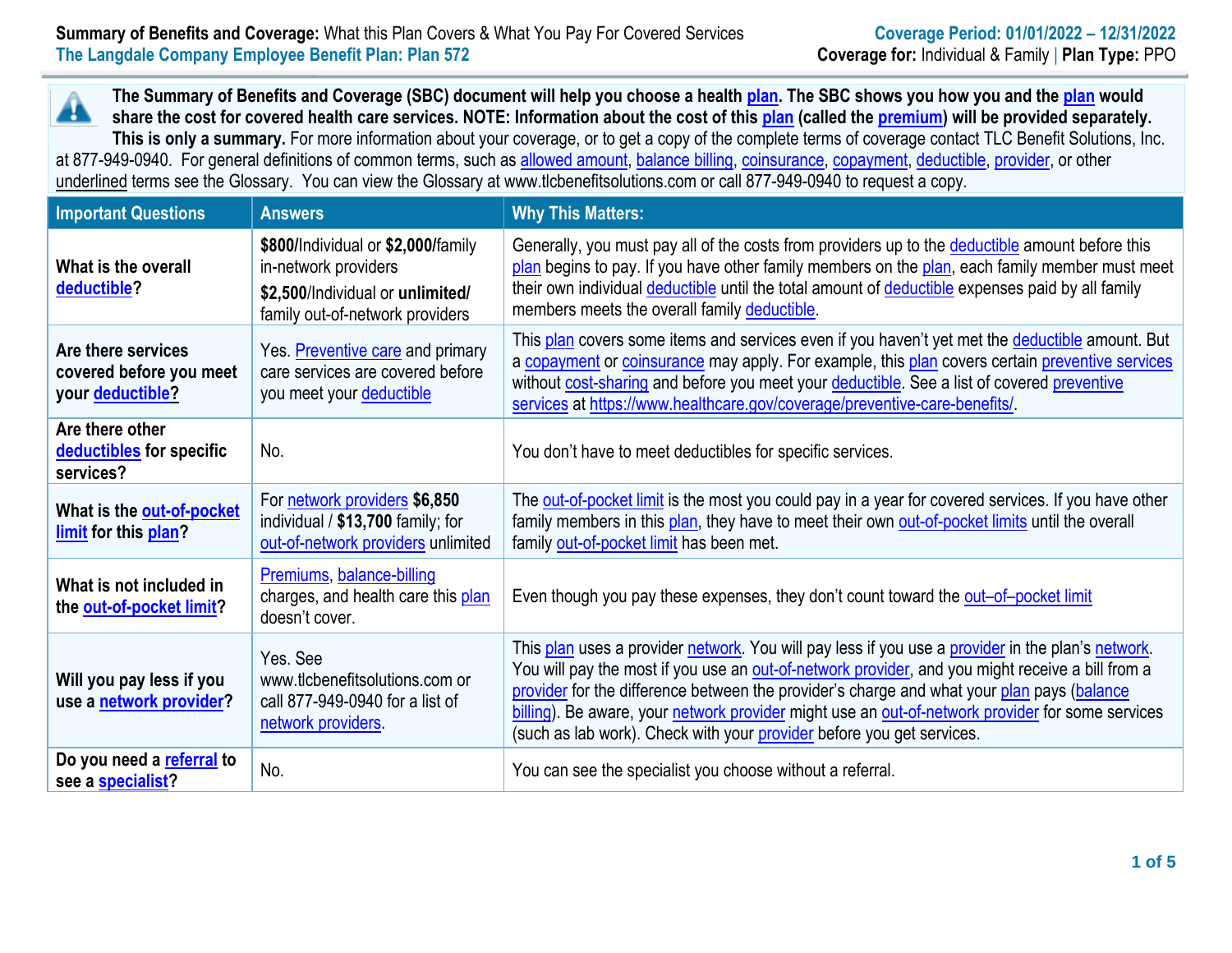**Summary of Benefits and Coverage:** What this Plan Covers & What You Pay For Covered Services
**The Langdale Company Employee Benefit Plan: Plan 572**

**Coverage Period: 01/01/2022 – 12/31/2022**
**Coverage for:** Individual & Family | **Plan Type:** PPO

**The Summary of Benefits and Coverage (SBC) document will help you choose a health plan. The SBC shows you how you and the plan would share the cost for covered health care services. NOTE: Information about the cost of this plan (called the premium) will be provided separately. This is only a summary.** For more information about your coverage, or to get a copy of the complete terms of coverage contact TLC Benefit Solutions, Inc. at 877-949-0940. For general definitions of common terms, such as allowed amount, balance billing, coinsurance, copayment, deductible, provider, or other underlined terms see the Glossary. You can view the Glossary at www.tlcbenefitsolutions.com or call 877-949-0940 to request a copy.

| Important Questions | Answers | Why This Matters: |
|---|---|---|
| **What is the overall deductible?** | **$800**/Individual or **$2,000**/family in-network providers<br>**$2,500**/Individual or **unlimited**/ family out-of-network providers | Generally, you must pay all of the costs from providers up to the deductible amount before this plan begins to pay. If you have other family members on the plan, each family member must meet their own individual deductible until the total amount of deductible expenses paid by all family members meets the overall family deductible. |
| **Are there services covered before you meet your deductible?** | Yes. Preventive care and primary care services are covered before you meet your deductible | This plan covers some items and services even if you haven't yet met the deductible amount. But a copayment or coinsurance may apply. For example, this plan covers certain preventive services without cost-sharing and before you meet your deductible. See a list of covered preventive services at https://www.healthcare.gov/coverage/preventive-care-benefits/. |
| **Are there other deductibles for specific services?** | No. | You don't have to meet deductibles for specific services. |
| **What is the out-of-pocket limit for this plan?** | For network providers **$6,850** individual / **$13,700** family; for out-of-network providers unlimited | The out-of-pocket limit is the most you could pay in a year for covered services. If you have other family members in this plan, they have to meet their own out-of-pocket limits until the overall family out-of-pocket limit has been met. |
| **What is not included in the out-of-pocket limit?** | Premiums, balance-billing charges, and health care this plan doesn't cover. | Even though you pay these expenses, they don't count toward the out–of–pocket limit |
| **Will you pay less if you use a network provider?** | Yes. See www.tlcbenefitsolutions.com or call 877-949-0940 for a list of network providers. | This plan uses a provider network. You will pay less if you use a provider in the plan's network. You will pay the most if you use an out-of-network provider, and you might receive a bill from a provider for the difference between the provider's charge and what your plan pays (balance billing). Be aware, your network provider might use an out-of-network provider for some services (such as lab work). Check with your provider before you get services. |
| **Do you need a referral to see a specialist?** | No. | You can see the specialist you choose without a referral. |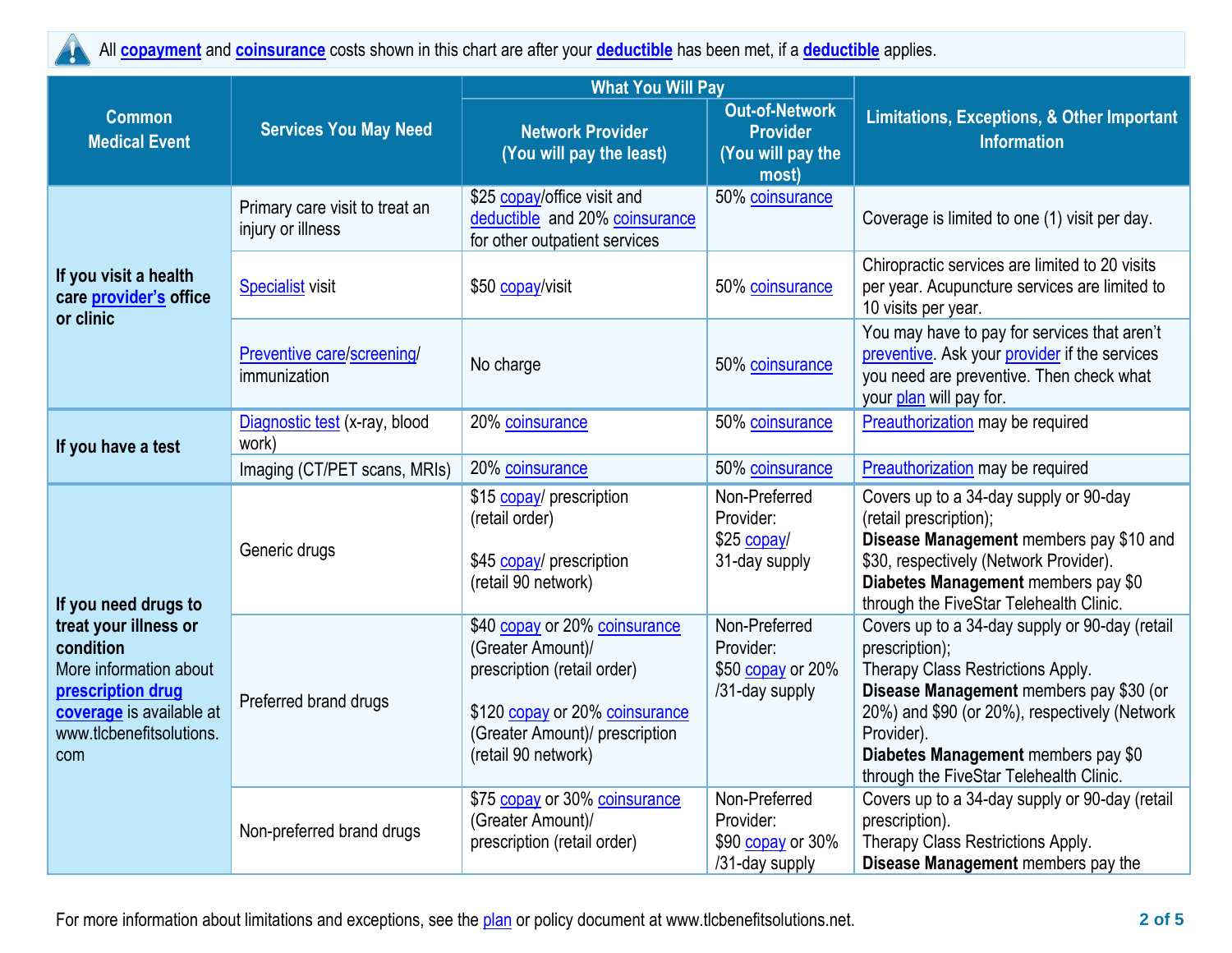All copayment and coinsurance costs shown in this chart are after your deductible has been met, if a deductible applies.

| Common Medical Event | Services You May Need | What You Will Pay | | Limitations, Exceptions, & Other Important Information |
|---|---|---|---|---|
| | | Network Provider (You will pay the least) | Out-of-Network Provider (You will pay the most) | |
| If you visit a health care provider's office or clinic | Primary care visit to treat an injury or illness | $25 copay/office visit and deductible and 20% coinsurance for other outpatient services | 50% coinsurance | Coverage is limited to one (1) visit per day. |
| | Specialist visit | $50 copay/visit | 50% coinsurance | Chiropractic services are limited to 20 visits per year. Acupuncture services are limited to 10 visits per year. |
| | Preventive care/screening/ immunization | No charge | 50% coinsurance | You may have to pay for services that aren't preventive. Ask your provider if the services you need are preventive. Then check what your plan will pay for. |
| If you have a test | Diagnostic test (x-ray, blood work) | 20% coinsurance | 50% coinsurance | Preauthorization may be required |
| | Imaging (CT/PET scans, MRIs) | 20% coinsurance | 50% coinsurance | Preauthorization may be required |
| **If you need drugs to treat your illness or condition** More information about **prescription drug coverage** is available at www.tlcbenefitsolutions.com | Generic drugs | $15 copay/ prescription (retail order)<br><br>$45 copay/ prescription (retail 90 network) | Non-Preferred Provider:<br>$25 copay/ 31-day supply | Covers up to a 34-day supply or 90-day (retail prescription);<br>**Disease Management** members pay $10 and $30, respectively (Network Provider).<br>**Diabetes Management** members pay $0 through the FiveStar Telehealth Clinic. |
| | Preferred brand drugs | $40 copay or 20% coinsurance (Greater Amount)/ prescription (retail order)<br><br>$120 copay or 20% coinsurance (Greater Amount)/ prescription (retail 90 network) | Non-Preferred Provider:<br>$50 copay or 20% /31-day supply | Covers up to a 34-day supply or 90-day (retail prescription);<br>Therapy Class Restrictions Apply.<br>**Disease Management** members pay $30 (or 20%) and $90 (or 20%), respectively (Network Provider).<br>**Diabetes Management** members pay $0 through the FiveStar Telehealth Clinic. |
| | Non-preferred brand drugs | $75 copay or 30% coinsurance (Greater Amount)/ prescription (retail order) | Non-Preferred Provider:<br>$90 copay or 30% /31-day supply | Covers up to a 34-day supply or 90-day (retail prescription).<br>Therapy Class Restrictions Apply.<br>**Disease Management** members pay the |

For more information about limitations and exceptions, see the plan or policy document at www.tlcbenefitsolutions.net.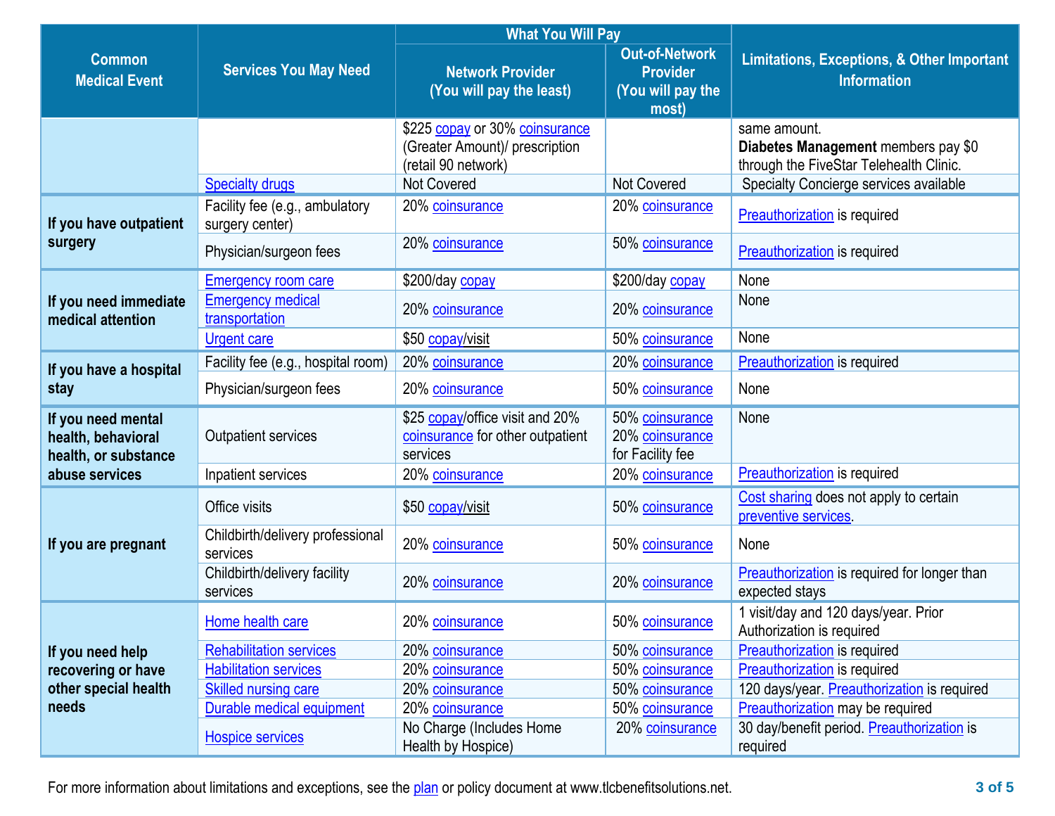| Common Medical Event | Services You May Need | What You Will Pay | | Limitations, Exceptions, & Other Important Information |
|---|---|---|---|---|
| | | Network Provider (You will pay the least) | Out-of-Network Provider (You will pay the most) | |
| | | $225 copay or 30% coinsurance (Greater Amount)/ prescription (retail 90 network) | | same amount. **Diabetes Management** members pay $0 through the FiveStar Telehealth Clinic. |
| | Specialty drugs | Not Covered | Not Covered | Specialty Concierge services available |
| **If you have outpatient surgery** | Facility fee (e.g., ambulatory surgery center) | 20% coinsurance | 20% coinsurance | Preauthorization is required |
| | Physician/surgeon fees | 20% coinsurance | 50% coinsurance | Preauthorization is required |
| **If you need immediate medical attention** | Emergency room care | $200/day copay | $200/day copay | None |
| | Emergency medical transportation | 20% coinsurance | 20% coinsurance | None |
| | Urgent care | $50 copay/visit | 50% coinsurance | None |
| **If you have a hospital stay** | Facility fee (e.g., hospital room) | 20% coinsurance | 20% coinsurance | Preauthorization is required |
| | Physician/surgeon fees | 20% coinsurance | 50% coinsurance | None |
| **If you need mental health, behavioral health, or substance abuse services** | Outpatient services | $25 copay/office visit and 20% coinsurance for other outpatient services | 50% coinsurance 20% coinsurance for Facility fee | None |
| | Inpatient services | 20% coinsurance | 20% coinsurance | Preauthorization is required |
| **If you are pregnant** | Office visits | $50 copay/visit | 50% coinsurance | Cost sharing does not apply to certain preventive services. |
| | Childbirth/delivery professional services | 20% coinsurance | 50% coinsurance | None |
| | Childbirth/delivery facility services | 20% coinsurance | 20% coinsurance | Preauthorization is required for longer than expected stays |
| **If you need help recovering or have other special health needs** | Home health care | 20% coinsurance | 50% coinsurance | 1 visit/day and 120 days/year. Prior Authorization is required |
| | Rehabilitation services | 20% coinsurance | 50% coinsurance | Preauthorization is required |
| | Habilitation services | 20% coinsurance | 50% coinsurance | Preauthorization is required |
| | Skilled nursing care | 20% coinsurance | 50% coinsurance | 120 days/year. Preauthorization is required |
| | Durable medical equipment | 20% coinsurance | 50% coinsurance | Preauthorization may be required |
| | Hospice services | No Charge (Includes Home Health by Hospice) | 20% coinsurance | 30 day/benefit period. Preauthorization is required |

For more information about limitations and exceptions, see the plan or policy document at www.tlcbenefitsolutions.net.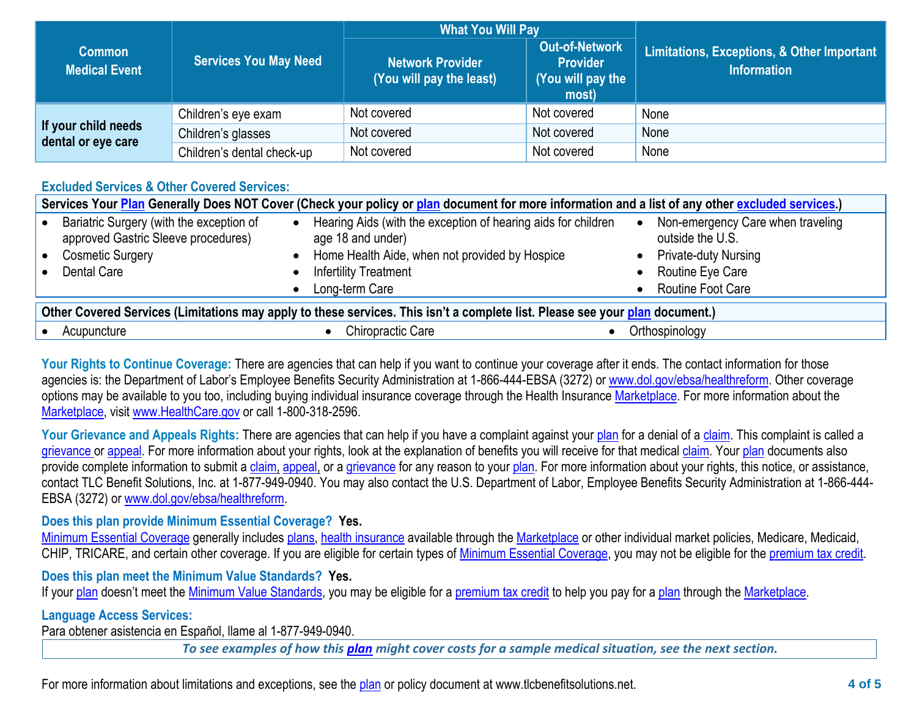| Common Medical Event | Services You May Need | What You Will Pay | | Limitations, Exceptions, & Other Important Information |
|---|---|---|---|---|
| | | Network Provider (You will pay the least) | Out-of-Network Provider (You will pay the most) | |
| If your child needs dental or eye care | Children's eye exam | Not covered | Not covered | None |
| | Children's glasses | Not covered | Not covered | None |
| | Children's dental check-up | Not covered | Not covered | None |

## Excluded Services & Other Covered Services:

**Services Your Plan Generally Does NOT Cover (Check your policy or plan document for more information and a list of any other excluded services.)**

- Bariatric Surgery (with the exception of approved Gastric Sleeve procedures)
- Cosmetic Surgery
- Dental Care
- Hearing Aids (with the exception of hearing aids for children age 18 and under)
- Home Health Aide, when not provided by Hospice
- Infertility Treatment
- Long-term Care
- Non-emergency Care when traveling outside the U.S.
- Private-duty Nursing
- Routine Eye Care
- Routine Foot Care

**Other Covered Services (Limitations may apply to these services. This isn't a complete list. Please see your plan document.)**

- Acupuncture
- Chiropractic Care
- Orthospinology

**Your Rights to Continue Coverage:** There are agencies that can help if you want to continue your coverage after it ends. The contact information for those agencies is: the Department of Labor's Employee Benefits Security Administration at 1-866-444-EBSA (3272) or www.dol.gov/ebsa/healthreform. Other coverage options may be available to you too, including buying individual insurance coverage through the Health Insurance Marketplace. For more information about the Marketplace, visit www.HealthCare.gov or call 1-800-318-2596.

**Your Grievance and Appeals Rights:** There are agencies that can help if you have a complaint against your plan for a denial of a claim. This complaint is called a grievance or appeal. For more information about your rights, look at the explanation of benefits you will receive for that medical claim. Your plan documents also provide complete information to submit a claim, appeal, or a grievance for any reason to your plan. For more information about your rights, this notice, or assistance, contact TLC Benefit Solutions, Inc. at 1-877-949-0940. You may also contact the U.S. Department of Labor, Employee Benefits Security Administration at 1-866-444-EBSA (3272) or www.dol.gov/ebsa/healthreform.

**Does this plan provide Minimum Essential Coverage? Yes.**

Minimum Essential Coverage generally includes plans, health insurance available through the Marketplace or other individual market policies, Medicare, Medicaid, CHIP, TRICARE, and certain other coverage. If you are eligible for certain types of Minimum Essential Coverage, you may not be eligible for the premium tax credit.

**Does this plan meet the Minimum Value Standards? Yes.**

If your plan doesn't meet the Minimum Value Standards, you may be eligible for a premium tax credit to help you pay for a plan through the Marketplace.

**Language Access Services:**

Para obtener asistencia en Español, llame al 1-877-949-0940.

***To see examples of how this plan might cover costs for a sample medical situation, see the next section.***

For more information about limitations and exceptions, see the plan or policy document at www.tlcbenefitsolutions.net.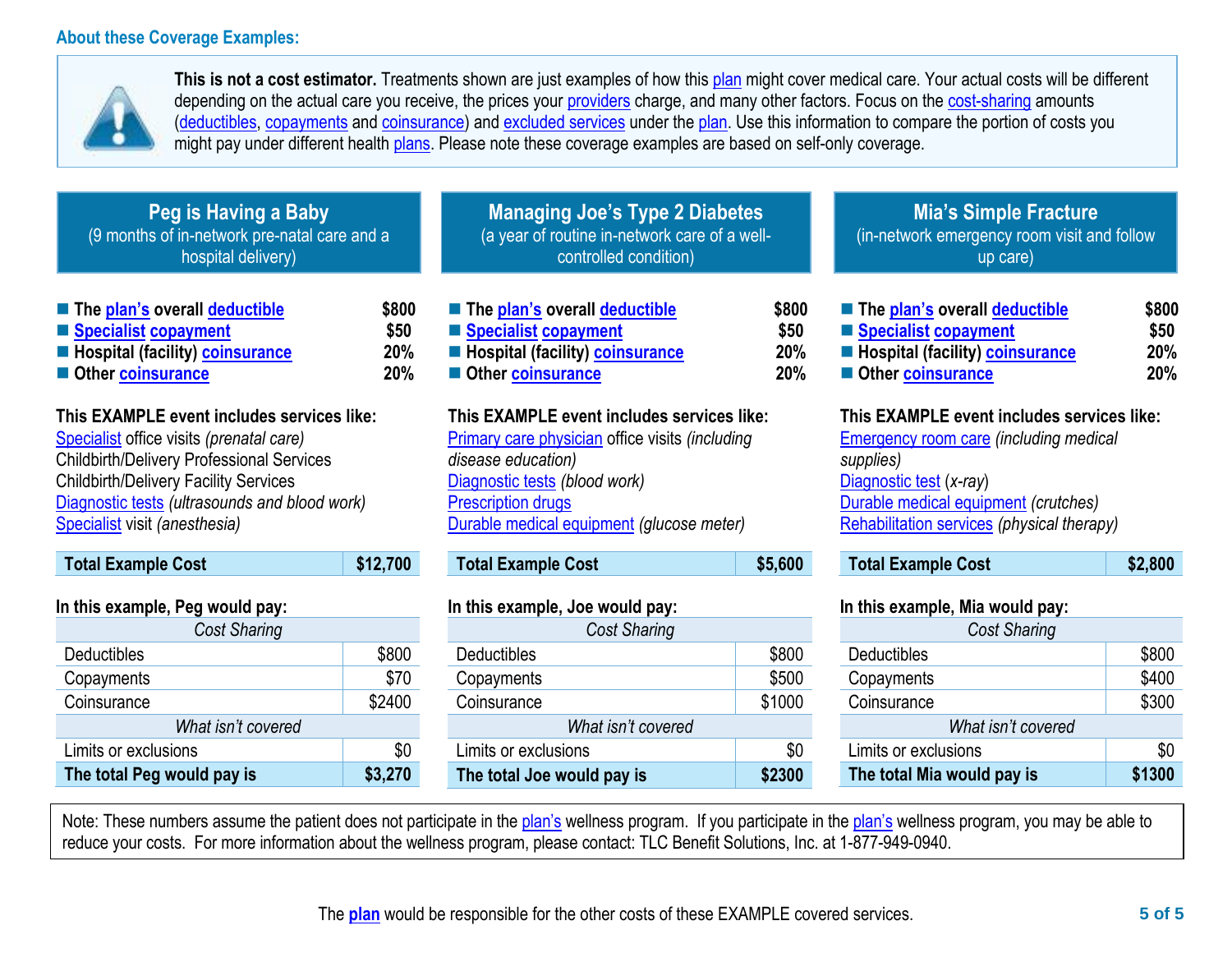## About these Coverage Examples:

**This is not a cost estimator.** Treatments shown are just examples of how this plan might cover medical care. Your actual costs will be different depending on the actual care you receive, the prices your providers charge, and many other factors. Focus on the cost-sharing amounts (deductibles, copayments and coinsurance) and excluded services under the plan. Use this information to compare the portion of costs you might pay under different health plans. Please note these coverage examples are based on self-only coverage.

### Peg is Having a Baby
(9 months of in-network pre-natal care and a hospital delivery)

- **The plan's overall deductible** — **$800**
- **Specialist copayment** — **$50**
- **Hospital (facility) coinsurance** — **20%**
- **Other coinsurance** — **20%**

**This EXAMPLE event includes services like:**
Specialist office visits *(prenatal care)*
Childbirth/Delivery Professional Services
Childbirth/Delivery Facility Services
Diagnostic tests *(ultrasounds and blood work)*
Specialist visit *(anesthesia)*

| **Total Example Cost** | **$12,700** |
|---|---|

**In this example, Peg would pay:**

| *Cost Sharing* | |
|---|---|
| Deductibles | $800 |
| Copayments | $70 |
| Coinsurance | $2400 |
| *What isn't covered* | |
| Limits or exclusions | $0 |
| **The total Peg would pay is** | **$3,270** |

### Managing Joe's Type 2 Diabetes
(a year of routine in-network care of a well-controlled condition)

- **The plan's overall deductible** — **$800**
- **Specialist copayment** — **$50**
- **Hospital (facility) coinsurance** — **20%**
- **Other coinsurance** — **20%**

**This EXAMPLE event includes services like:**
Primary care physician office visits *(including disease education)*
Diagnostic tests *(blood work)*
Prescription drugs
Durable medical equipment *(glucose meter)*

| **Total Example Cost** | **$5,600** |
|---|---|

**In this example, Joe would pay:**

| *Cost Sharing* | |
|---|---|
| Deductibles | $800 |
| Copayments | $500 |
| Coinsurance | $1000 |
| *What isn't covered* | |
| Limits or exclusions | $0 |
| **The total Joe would pay is** | **$2300** |

### Mia's Simple Fracture
(in-network emergency room visit and follow up care)

- **The plan's overall deductible** — **$800**
- **Specialist copayment** — **$50**
- **Hospital (facility) coinsurance** — **20%**
- **Other coinsurance** — **20%**

**This EXAMPLE event includes services like:**
Emergency room care *(including medical supplies)*
Diagnostic test *(x-ray)*
Durable medical equipment *(crutches)*
Rehabilitation services *(physical therapy)*

| **Total Example Cost** | **$2,800** |
|---|---|

**In this example, Mia would pay:**

| *Cost Sharing* | |
|---|---|
| Deductibles | $800 |
| Copayments | $400 |
| Coinsurance | $300 |
| *What isn't covered* | |
| Limits or exclusions | $0 |
| **The total Mia would pay is** | **$1300** |

Note: These numbers assume the patient does not participate in the plan's wellness program. If you participate in the plan's wellness program, you may be able to reduce your costs. For more information about the wellness program, please contact: TLC Benefit Solutions, Inc. at 1-877-949-0940.

The **plan** would be responsible for the other costs of these EXAMPLE covered services.